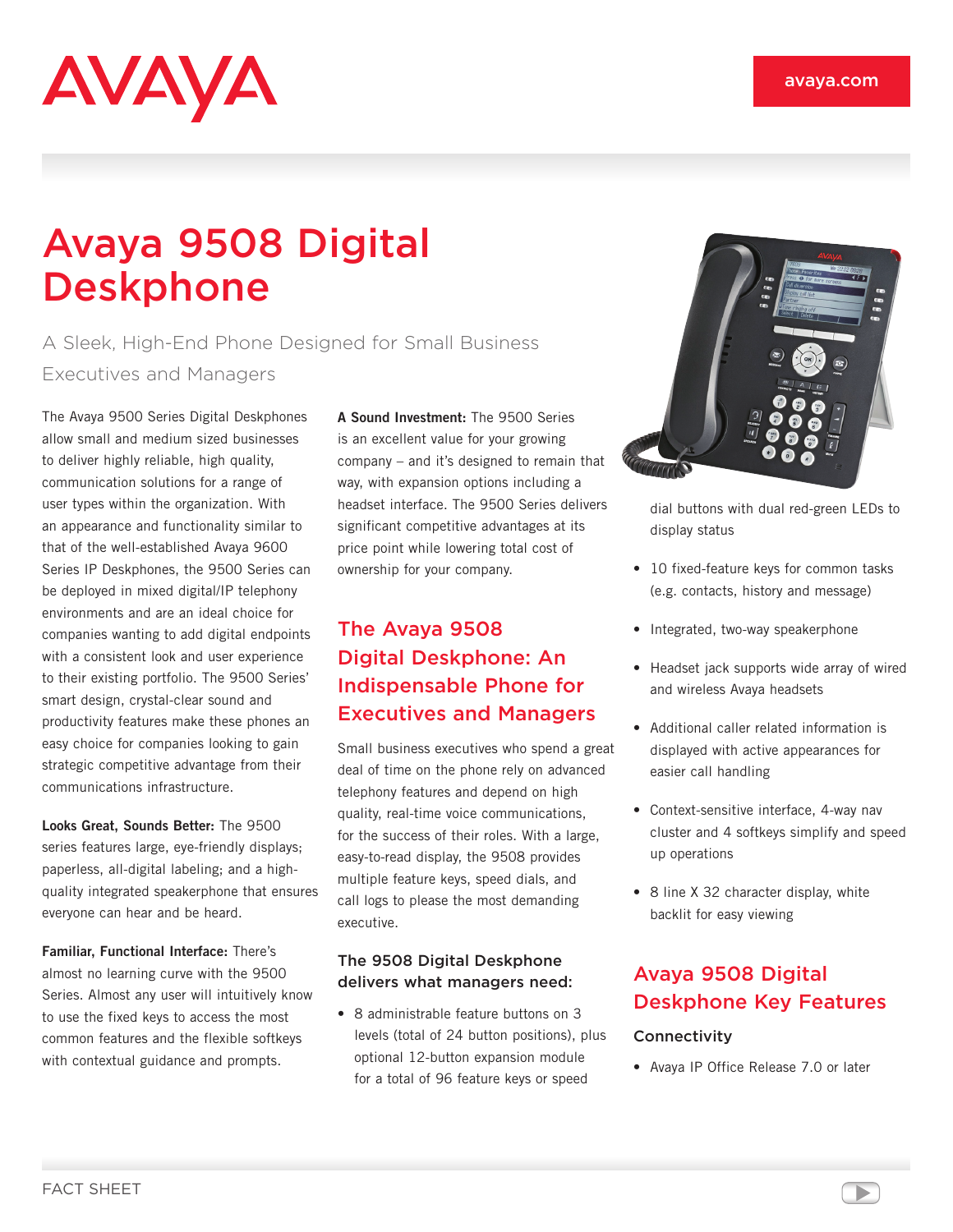# Avaya 9508 Digital Deskphone

A Sleek, High-End Phone Designed for Small Business Executives and Managers

The Avaya 9500 Series Digital Deskphones allow small and medium sized businesses to deliver highly reliable, high quality, communication solutions for a range of user types within the organization. With an appearance and functionality similar to that of the well-established Avaya 9600 Series IP Deskphones, the 9500 Series can be deployed in mixed digital/IP telephony environments and are an ideal choice for companies wanting to add digital endpoints with a consistent look and user experience to their existing portfolio. The 9500 Series' smart design, crystal-clear sound and productivity features make these phones an easy choice for companies looking to gain strategic competitive advantage from their communications infrastructure.

**Looks Great, Sounds Better:** The 9500 series features large, eye-friendly displays; paperless, all-digital labeling; and a high-quality integrated speakerphone that ensures everyone can hear and be heard.

**Familiar, Functional Interface:** There's almost no learning curve with the 9500 Series. Almost any user will intuitively know to use the fixed keys to access the most common features and the flexible softkeys with contextual guidance and prompts.

**A Sound Investment:** The 9500 Series is an excellent value for your growing company – and it's designed to remain that way, with expansion options including a headset interface. The 9500 Series delivers significant competitive advantages at its price point while lowering total cost of ownership for your company.

## The Avaya 9508 Digital Deskphone: An Indispensable Phone for Executives and Managers

Small business executives who spend a great deal of time on the phone rely on advanced telephony features and depend on high quality, real-time voice communications, for the success of their roles. With a large, easy-to-read display, the 9508 provides multiple feature keys, speed dials, and call logs to please the most demanding executive.

### The 9508 Digital Deskphone delivers what managers need:

- 8 administrable feature buttons on 3 levels (total of 24 button positions), plus optional 12-button expansion module for a total of 96 feature keys or speed dial buttons with dual red-green LEDs to display status
- 10 fixed-feature keys for common tasks (e.g. contacts, history and message)
- Integrated, two-way speakerphone
- Headset jack supports wide array of wired and wireless Avaya headsets
- Additional caller related information is displayed with active appearances for easier call handling
- Context-sensitive interface, 4-way nav cluster and 4 softkeys simplify and speed up operations
- 8 line X 32 character display, white backlit for easy viewing

## Avaya 9508 Digital Deskphone Key Features

### Connectivity

- Avaya IP Office Release 7.0 or later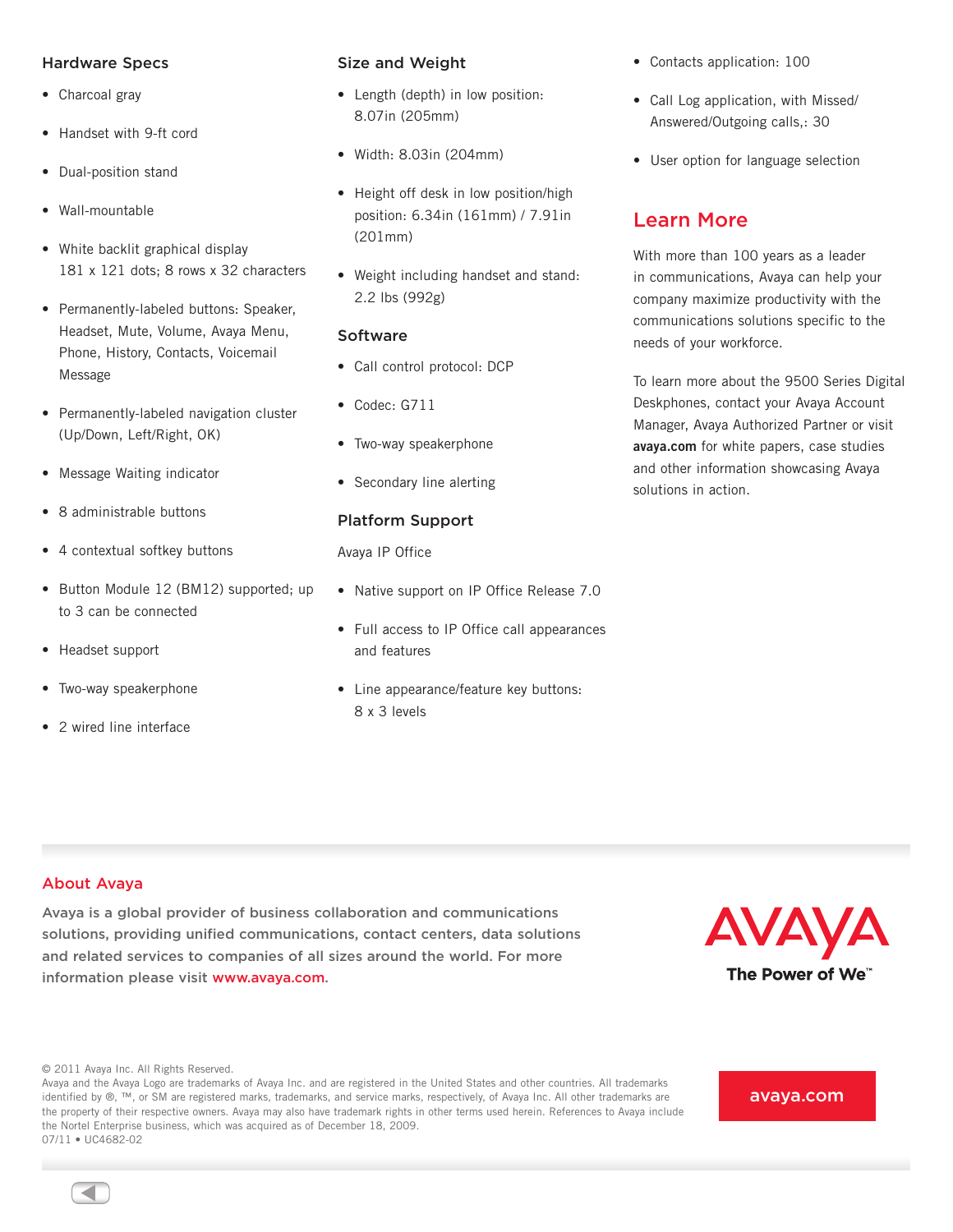## Hardware Specs

- Charcoal gray
- Handset with 9-ft cord
- Dual-position stand
- Wall-mountable
- White backlit graphical display 181 x 121 dots; 8 rows x 32 characters
- Permanently-labeled buttons: Speaker, Headset, Mute, Volume, Avaya Menu, Phone, History, Contacts, Voicemail Message
- Permanently-labeled navigation cluster (Up/Down, Left/Right, OK)
- Message Waiting indicator
- 8 administrable buttons
- 4 contextual softkey buttons
- Button Module 12 (BM12) supported; up to 3 can be connected
- Headset support
- Two-way speakerphone
- 2 wired line interface

## Size and Weight

- Length (depth) in low position: 8.07in (205mm)
- Width: 8.03in (204mm)
- Height off desk in low position/high position: 6.34in (161mm) / 7.91in (201mm)
- Weight including handset and stand: 2.2 lbs (992g)

## Software

- Call control protocol: DCP
- Codec: G711
- Two-way speakerphone
- Secondary line alerting

## Platform Support

Avaya IP Office

- Native support on IP Office Release 7.0
- Full access to IP Office call appearances and features
- Line appearance/feature key buttons: 8 x 3 levels
- Contacts application: 100
- Call Log application, with Missed/Answered/Outgoing calls,: 30
- User option for language selection

## Learn More

With more than 100 years as a leader in communications, Avaya can help your company maximize productivity with the communications solutions specific to the needs of your workforce.

To learn more about the 9500 Series Digital Deskphones, contact your Avaya Account Manager, Avaya Authorized Partner or visit **avaya.com** for white papers, case studies and other information showcasing Avaya solutions in action.

## About Avaya

Avaya is a global provider of business collaboration and communications solutions, providing unified communications, contact centers, data solutions and related services to companies of all sizes around the world. For more information please visit www.avaya.com.

AVAYA
The Power of We™

© 2011 Avaya Inc. All Rights Reserved.
Avaya and the Avaya Logo are trademarks of Avaya Inc. and are registered in the United States and other countries. All trademarks identified by ®, ™, or SM are registered marks, trademarks, and service marks, respectively, of Avaya Inc. All other trademarks are the property of their respective owners. Avaya may also have trademark rights in other terms used herein. References to Avaya include the Nortel Enterprise business, which was acquired as of December 18, 2009.
07/11 • UC4682-02

avaya.com